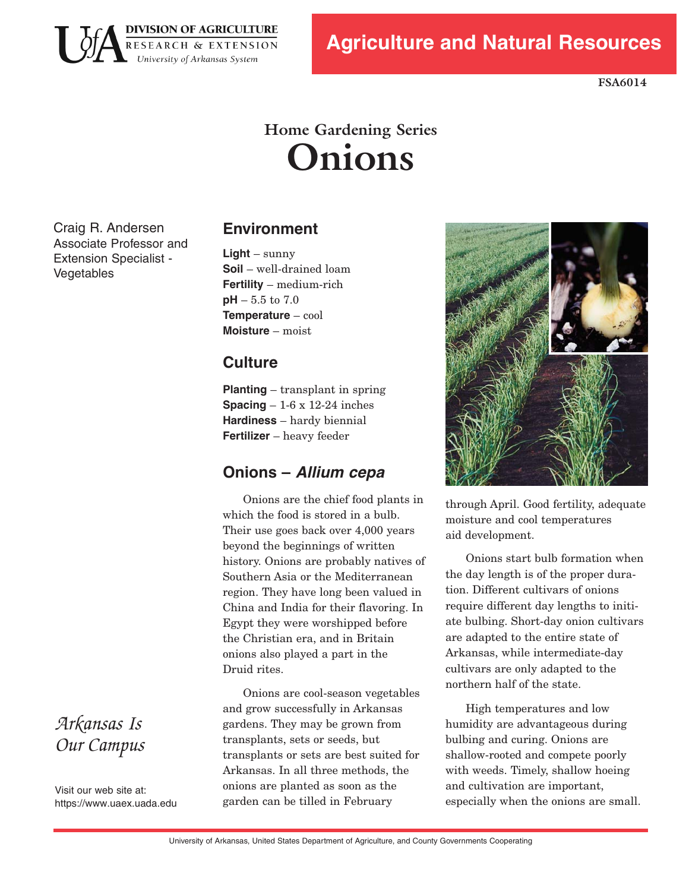DIVISION OF AGRICULTURE
RESEARCH & EXTENSION
University of Arkansas System

**Agriculture and Natural Resources**

**FSA6014**

## Home Gardening Series

# Onions

Craig R. Andersen
Associate Professor and Extension Specialist - Vegetables

## Environment

**Light** – sunny
**Soil** – well-drained loam
**Fertility** – medium-rich
**pH** – 5.5 to 7.0
**Temperature** – cool
**Moisture** – moist

## Culture

**Planting** – transplant in spring
**Spacing** – 1-6 x 12-24 inches
**Hardiness** – hardy biennial
**Fertilizer** – heavy feeder

## Onions – *Allium cepa*

Onions are the chief food plants in which the food is stored in a bulb. Their use goes back over 4,000 years beyond the beginnings of written history. Onions are probably natives of Southern Asia or the Mediterranean region. They have long been valued in China and India for their flavoring. In Egypt they were worshipped before the Christian era, and in Britain onions also played a part in the Druid rites.

Onions are cool-season vegetables and grow successfully in Arkansas gardens. They may be grown from transplants, sets or seeds, but transplants or sets are best suited for Arkansas. In all three methods, the onions are planted as soon as the garden can be tilled in February through April. Good fertility, adequate moisture and cool temperatures aid development.

Onions start bulb formation when the day length is of the proper duration. Different cultivars of onions require different day lengths to initiate bulbing. Short-day onion cultivars are adapted to the entire state of Arkansas, while intermediate-day cultivars are only adapted to the northern half of the state.

High temperatures and low humidity are advantageous during bulbing and curing. Onions are shallow-rooted and compete poorly with weeds. Timely, shallow hoeing and cultivation are important, especially when the onions are small.

*Arkansas Is Our Campus*

Visit our web site at:
https://www.uaex.uada.edu

University of Arkansas, United States Department of Agriculture, and County Governments Cooperating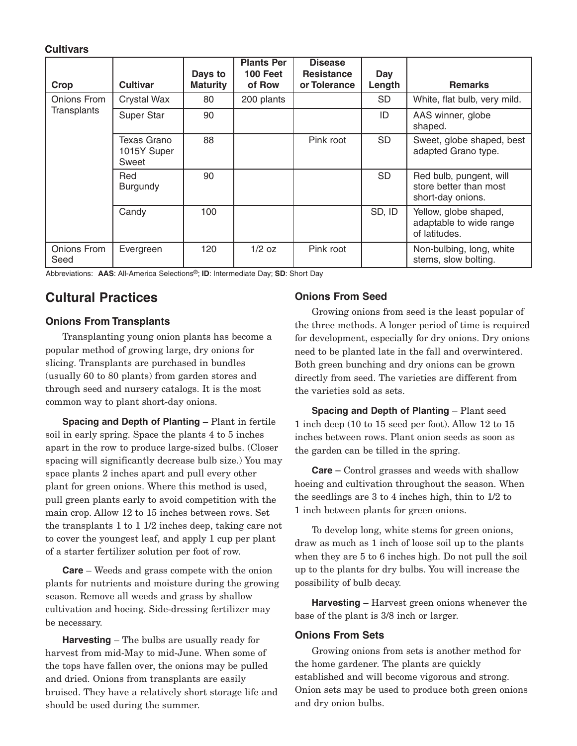**Cultivars**

| Crop | Cultivar | Days to Maturity | Plants Per 100 Feet of Row | Disease Resistance or Tolerance | Day Length | Remarks |
|---|---|---|---|---|---|---|
| Onions From Transplants | Crystal Wax | 80 | 200 plants | | SD | White, flat bulb, very mild. |
| | Super Star | 90 | | | ID | AAS winner, globe shaped. |
| | Texas Grano 1015Y Super Sweet | 88 | | Pink root | SD | Sweet, globe shaped, best adapted Grano type. |
| | Red Burgundy | 90 | | | SD | Red bulb, pungent, will store better than most short-day onions. |
| | Candy | 100 | | | SD, ID | Yellow, globe shaped, adaptable to wide range of latitudes. |
| Onions From Seed | Evergreen | 120 | 1/2 oz | Pink root | | Non-bulbing, long, white stems, slow bolting. |

Abbreviations: **AAS**: All-America Selections®; **ID**: Intermediate Day; **SD**: Short Day

## Cultural Practices

### Onions From Transplants

Transplanting young onion plants has become a popular method of growing large, dry onions for slicing. Transplants are purchased in bundles (usually 60 to 80 plants) from garden stores and through seed and nursery catalogs. It is the most common way to plant short-day onions.

**Spacing and Depth of Planting** – Plant in fertile soil in early spring. Space the plants 4 to 5 inches apart in the row to produce large-sized bulbs. (Closer spacing will significantly decrease bulb size.) You may space plants 2 inches apart and pull every other plant for green onions. Where this method is used, pull green plants early to avoid competition with the main crop. Allow 12 to 15 inches between rows. Set the transplants 1 to 1 1/2 inches deep, taking care not to cover the youngest leaf, and apply 1 cup per plant of a starter fertilizer solution per foot of row.

**Care** – Weeds and grass compete with the onion plants for nutrients and moisture during the growing season. Remove all weeds and grass by shallow cultivation and hoeing. Side-dressing fertilizer may be necessary.

**Harvesting** – The bulbs are usually ready for harvest from mid-May to mid-June. When some of the tops have fallen over, the onions may be pulled and dried. Onions from transplants are easily bruised. They have a relatively short storage life and should be used during the summer.

### Onions From Seed

Growing onions from seed is the least popular of the three methods. A longer period of time is required for development, especially for dry onions. Dry onions need to be planted late in the fall and overwintered. Both green bunching and dry onions can be grown directly from seed. The varieties are different from the varieties sold as sets.

**Spacing and Depth of Planting** – Plant seed 1 inch deep (10 to 15 seed per foot). Allow 12 to 15 inches between rows. Plant onion seeds as soon as the garden can be tilled in the spring.

**Care** – Control grasses and weeds with shallow hoeing and cultivation throughout the season. When the seedlings are 3 to 4 inches high, thin to 1/2 to 1 inch between plants for green onions.

To develop long, white stems for green onions, draw as much as 1 inch of loose soil up to the plants when they are 5 to 6 inches high. Do not pull the soil up to the plants for dry bulbs. You will increase the possibility of bulb decay.

**Harvesting** – Harvest green onions whenever the base of the plant is 3/8 inch or larger.

### Onions From Sets

Growing onions from sets is another method for the home gardener. The plants are quickly established and will become vigorous and strong. Onion sets may be used to produce both green onions and dry onion bulbs.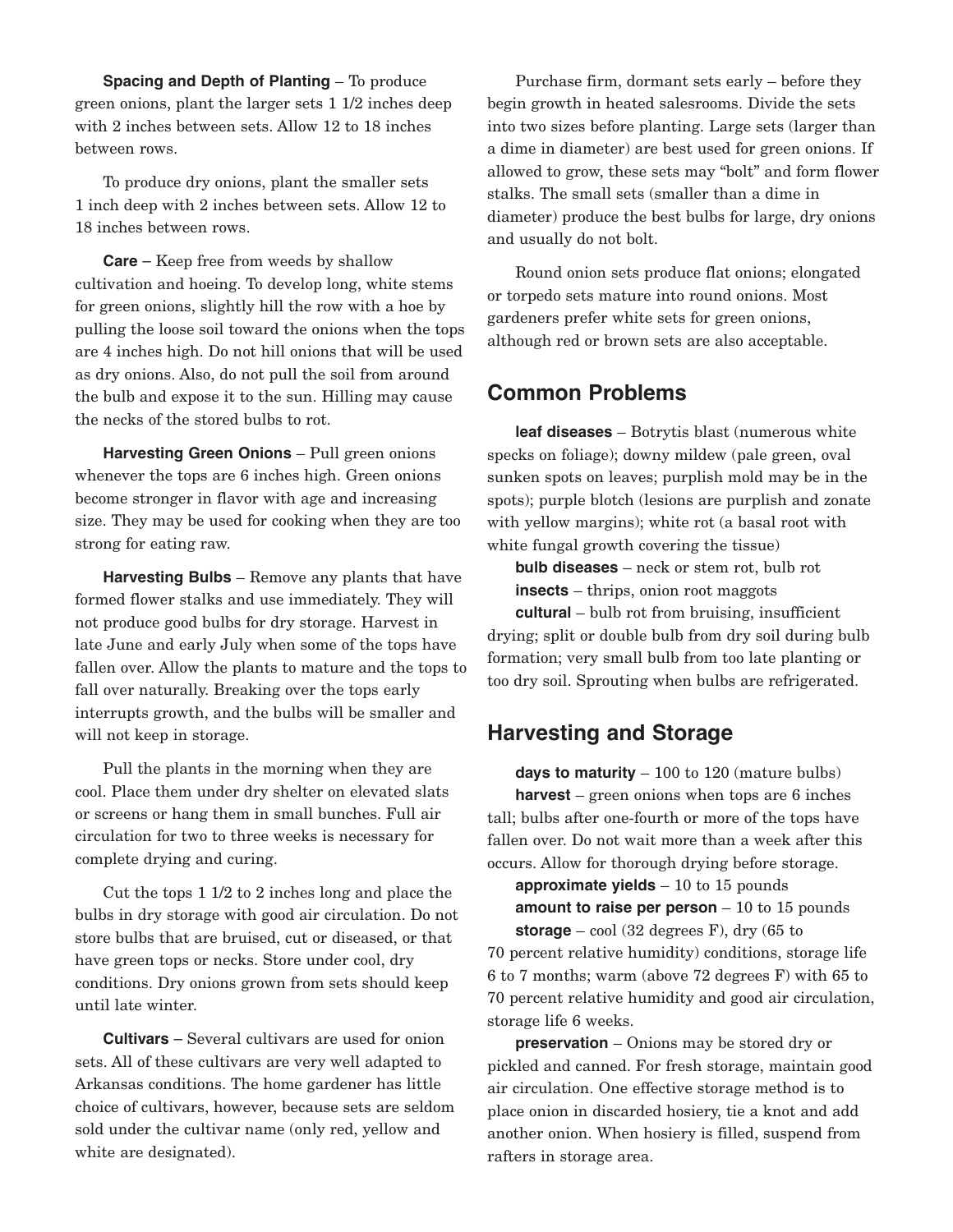**Spacing and Depth of Planting** – To produce green onions, plant the larger sets 1 1/2 inches deep with 2 inches between sets. Allow 12 to 18 inches between rows.

To produce dry onions, plant the smaller sets 1 inch deep with 2 inches between sets. Allow 12 to 18 inches between rows.

**Care** – Keep free from weeds by shallow cultivation and hoeing. To develop long, white stems for green onions, slightly hill the row with a hoe by pulling the loose soil toward the onions when the tops are 4 inches high. Do not hill onions that will be used as dry onions. Also, do not pull the soil from around the bulb and expose it to the sun. Hilling may cause the necks of the stored bulbs to rot.

**Harvesting Green Onions** – Pull green onions whenever the tops are 6 inches high. Green onions become stronger in flavor with age and increasing size. They may be used for cooking when they are too strong for eating raw.

**Harvesting Bulbs** – Remove any plants that have formed flower stalks and use immediately. They will not produce good bulbs for dry storage. Harvest in late June and early July when some of the tops have fallen over. Allow the plants to mature and the tops to fall over naturally. Breaking over the tops early interrupts growth, and the bulbs will be smaller and will not keep in storage.

Pull the plants in the morning when they are cool. Place them under dry shelter on elevated slats or screens or hang them in small bunches. Full air circulation for two to three weeks is necessary for complete drying and curing.

Cut the tops 1 1/2 to 2 inches long and place the bulbs in dry storage with good air circulation. Do not store bulbs that are bruised, cut or diseased, or that have green tops or necks. Store under cool, dry conditions. Dry onions grown from sets should keep until late winter.

**Cultivars** – Several cultivars are used for onion sets. All of these cultivars are very well adapted to Arkansas conditions. The home gardener has little choice of cultivars, however, because sets are seldom sold under the cultivar name (only red, yellow and white are designated).

Purchase firm, dormant sets early – before they begin growth in heated salesrooms. Divide the sets into two sizes before planting. Large sets (larger than a dime in diameter) are best used for green onions. If allowed to grow, these sets may "bolt" and form flower stalks. The small sets (smaller than a dime in diameter) produce the best bulbs for large, dry onions and usually do not bolt.

Round onion sets produce flat onions; elongated or torpedo sets mature into round onions. Most gardeners prefer white sets for green onions, although red or brown sets are also acceptable.

## Common Problems

**leaf diseases** – Botrytis blast (numerous white specks on foliage); downy mildew (pale green, oval sunken spots on leaves; purplish mold may be in the spots); purple blotch (lesions are purplish and zonate with yellow margins); white rot (a basal root with white fungal growth covering the tissue)

**bulb diseases** – neck or stem rot, bulb rot

**insects** – thrips, onion root maggots

**cultural** – bulb rot from bruising, insufficient drying; split or double bulb from dry soil during bulb formation; very small bulb from too late planting or too dry soil. Sprouting when bulbs are refrigerated.

## Harvesting and Storage

**days to maturity** – 100 to 120 (mature bulbs)

**harvest** – green onions when tops are 6 inches tall; bulbs after one-fourth or more of the tops have fallen over. Do not wait more than a week after this occurs. Allow for thorough drying before storage.

**approximate yields** – 10 to 15 pounds

**amount to raise per person** – 10 to 15 pounds

**storage** – cool (32 degrees F), dry (65 to 70 percent relative humidity) conditions, storage life 6 to 7 months; warm (above 72 degrees F) with 65 to 70 percent relative humidity and good air circulation, storage life 6 weeks.

**preservation** – Onions may be stored dry or pickled and canned. For fresh storage, maintain good air circulation. One effective storage method is to place onion in discarded hosiery, tie a knot and add another onion. When hosiery is filled, suspend from rafters in storage area.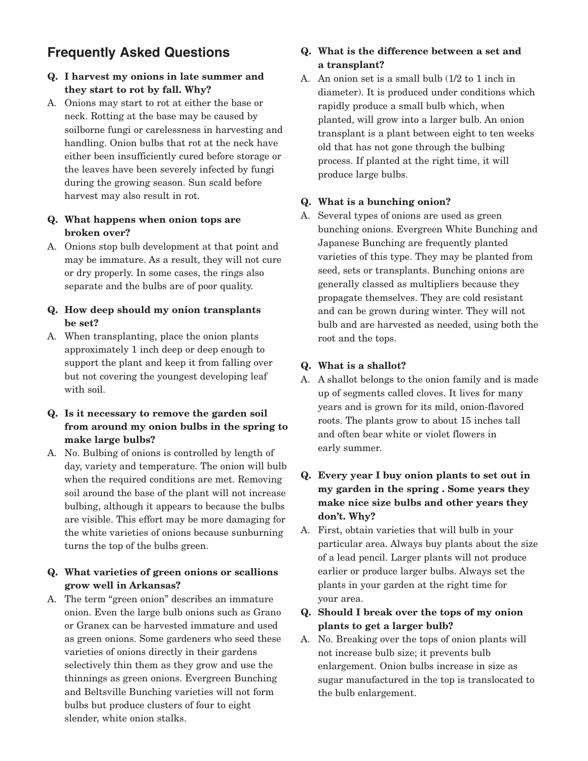## Frequently Asked Questions

**Q. I harvest my onions in late summer and they start to rot by fall. Why?**

A. Onions may start to rot at either the base or neck. Rotting at the base may be caused by soilborne fungi or carelessness in harvesting and handling. Onion bulbs that rot at the neck have either been insufficiently cured before storage or the leaves have been severely infected by fungi during the growing season. Sun scald before harvest may also result in rot.

**Q. What happens when onion tops are broken over?**

A. Onions stop bulb development at that point and may be immature. As a result, they will not cure or dry properly. In some cases, the rings also separate and the bulbs are of poor quality.

**Q. How deep should my onion transplants be set?**

A. When transplanting, place the onion plants approximately 1 inch deep or deep enough to support the plant and keep it from falling over but not covering the youngest developing leaf with soil.

**Q. Is it necessary to remove the garden soil from around my onion bulbs in the spring to make large bulbs?**

A. No. Bulbing of onions is controlled by length of day, variety and temperature. The onion will bulb when the required conditions are met. Removing soil around the base of the plant will not increase bulbing, although it appears to because the bulbs are visible. This effort may be more damaging for the white varieties of onions because sunburning turns the top of the bulbs green.

**Q. What varieties of green onions or scallions grow well in Arkansas?**

A. The term "green onion" describes an immature onion. Even the large bulb onions such as Grano or Granex can be harvested immature and used as green onions. Some gardeners who seed these varieties of onions directly in their gardens selectively thin them as they grow and use the thinnings as green onions. Evergreen Bunching and Beltsville Bunching varieties will not form bulbs but produce clusters of four to eight slender, white onion stalks.

**Q. What is the difference between a set and a transplant?**

A. An onion set is a small bulb (1/2 to 1 inch in diameter). It is produced under conditions which rapidly produce a small bulb which, when planted, will grow into a larger bulb. An onion transplant is a plant between eight to ten weeks old that has not gone through the bulbing process. If planted at the right time, it will produce large bulbs.

**Q. What is a bunching onion?**

A. Several types of onions are used as green bunching onions. Evergreen White Bunching and Japanese Bunching are frequently planted varieties of this type. They may be planted from seed, sets or transplants. Bunching onions are generally classed as multipliers because they propagate themselves. They are cold resistant and can be grown during winter. They will not bulb and are harvested as needed, using both the root and the tops.

**Q. What is a shallot?**

A. A shallot belongs to the onion family and is made up of segments called cloves. It lives for many years and is grown for its mild, onion-flavored roots. The plants grow to about 15 inches tall and often bear white or violet flowers in early summer.

**Q. Every year I buy onion plants to set out in my garden in the spring . Some years they make nice size bulbs and other years they don't. Why?**

A. First, obtain varieties that will bulb in your particular area. Always buy plants about the size of a lead pencil. Larger plants will not produce earlier or produce larger bulbs. Always set the plants in your garden at the right time for your area.

**Q. Should I break over the tops of my onion plants to get a larger bulb?**

A. No. Breaking over the tops of onion plants will not increase bulb size; it prevents bulb enlargement. Onion bulbs increase in size as sugar manufactured in the top is translocated to the bulb enlargement.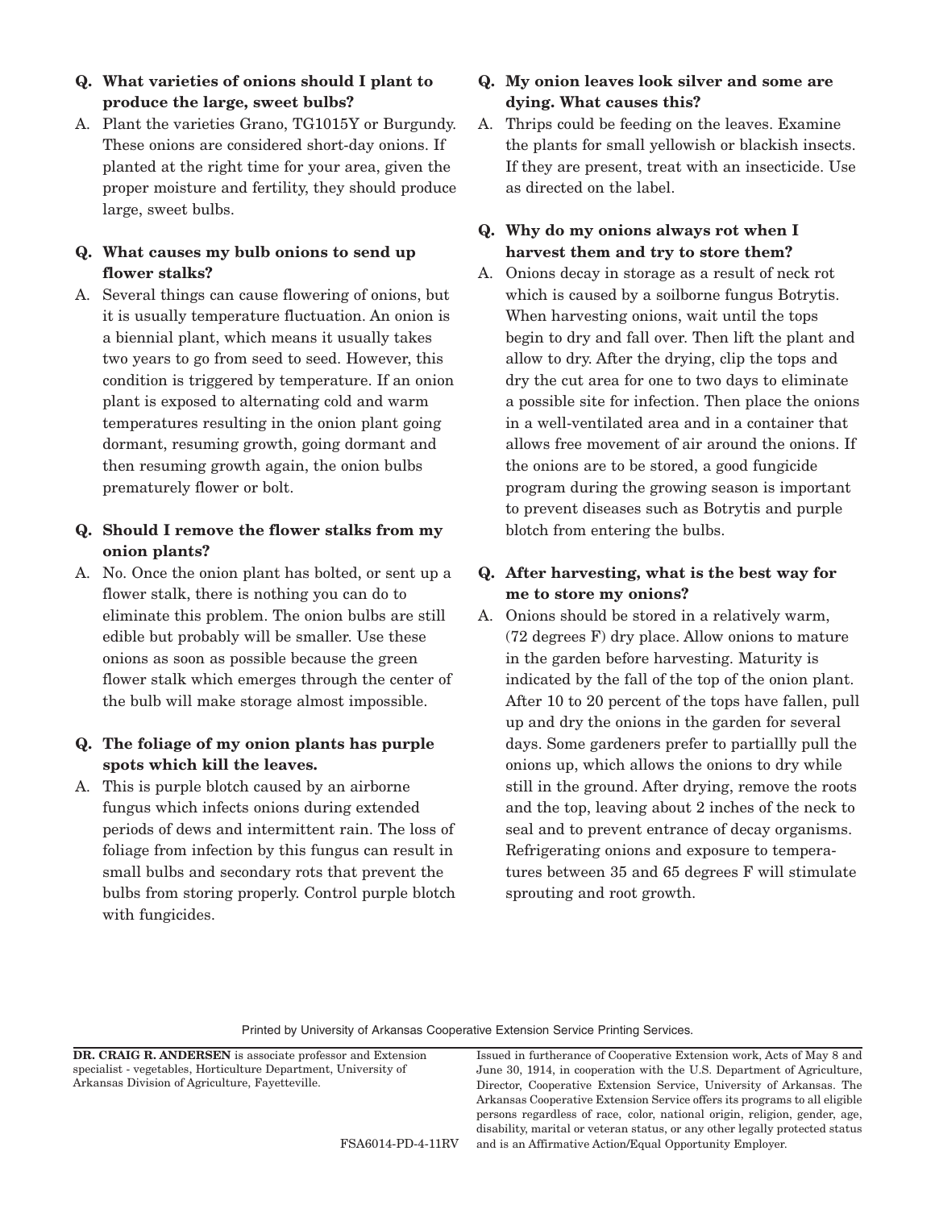**Q. What varieties of onions should I plant to produce the large, sweet bulbs?**

A. Plant the varieties Grano, TG1015Y or Burgundy. These onions are considered short-day onions. If planted at the right time for your area, given the proper moisture and fertility, they should produce large, sweet bulbs.

**Q. What causes my bulb onions to send up flower stalks?**

A. Several things can cause flowering of onions, but it is usually temperature fluctuation. An onion is a biennial plant, which means it usually takes two years to go from seed to seed. However, this condition is triggered by temperature. If an onion plant is exposed to alternating cold and warm temperatures resulting in the onion plant going dormant, resuming growth, going dormant and then resuming growth again, the onion bulbs prematurely flower or bolt.

**Q. Should I remove the flower stalks from my onion plants?**

A. No. Once the onion plant has bolted, or sent up a flower stalk, there is nothing you can do to eliminate this problem. The onion bulbs are still edible but probably will be smaller. Use these onions as soon as possible because the green flower stalk which emerges through the center of the bulb will make storage almost impossible.

**Q. The foliage of my onion plants has purple spots which kill the leaves.**

A. This is purple blotch caused by an airborne fungus which infects onions during extended periods of dews and intermittent rain. The loss of foliage from infection by this fungus can result in small bulbs and secondary rots that prevent the bulbs from storing properly. Control purple blotch with fungicides.

**Q. My onion leaves look silver and some are dying. What causes this?**

A. Thrips could be feeding on the leaves. Examine the plants for small yellowish or blackish insects. If they are present, treat with an insecticide. Use as directed on the label.

**Q. Why do my onions always rot when I harvest them and try to store them?**

A. Onions decay in storage as a result of neck rot which is caused by a soilborne fungus Botrytis. When harvesting onions, wait until the tops begin to dry and fall over. Then lift the plant and allow to dry. After the drying, clip the tops and dry the cut area for one to two days to eliminate a possible site for infection. Then place the onions in a well-ventilated area and in a container that allows free movement of air around the onions. If the onions are to be stored, a good fungicide program during the growing season is important to prevent diseases such as Botrytis and purple blotch from entering the bulbs.

**Q. After harvesting, what is the best way for me to store my onions?**

A. Onions should be stored in a relatively warm, (72 degrees F) dry place. Allow onions to mature in the garden before harvesting. Maturity is indicated by the fall of the top of the onion plant. After 10 to 20 percent of the tops have fallen, pull up and dry the onions in the garden for several days. Some gardeners prefer to partiallly pull the onions up, which allows the onions to dry while still in the ground. After drying, remove the roots and the top, leaving about 2 inches of the neck to seal and to prevent entrance of decay organisms. Refrigerating onions and exposure to temperatures between 35 and 65 degrees F will stimulate sprouting and root growth.

Printed by University of Arkansas Cooperative Extension Service Printing Services.

**DR. CRAIG R. ANDERSEN** is associate professor and Extension specialist - vegetables, Horticulture Department, University of Arkansas Division of Agriculture, Fayetteville.

FSA6014-PD-4-11RV

Issued in furtherance of Cooperative Extension work, Acts of May 8 and June 30, 1914, in cooperation with the U.S. Department of Agriculture, Director, Cooperative Extension Service, University of Arkansas. The Arkansas Cooperative Extension Service offers its programs to all eligible persons regardless of race, color, national origin, religion, gender, age, disability, marital or veteran status, or any other legally protected status and is an Affirmative Action/Equal Opportunity Employer.